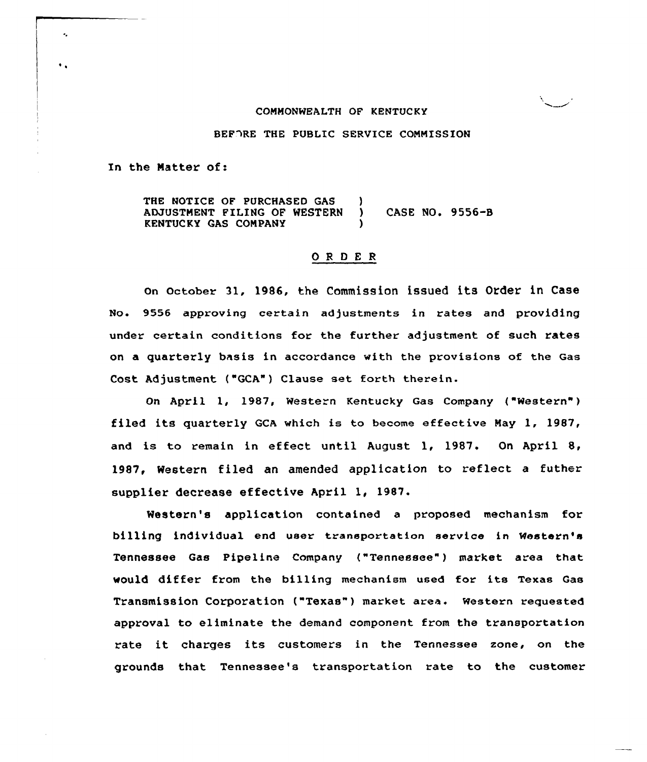COMMONWEALTH OF KENTUCKY

BEFORE THE PUBLIC SERVICE COMMISSION

In the Matter of:

THE NOTICE OF PURCHASED GAS ADJUSTMENT FILING OF WESTERN KENTUCKY GAS COMPANY ) CASE NO. 9556-B

## O R D E R

On October 31, 1986, the Commission issued its Order in Case No. 9556 approving certain adjustments in rates and providing under certain conditions for the further adjustment of such rates on a quarterly basis in accordance with the provisions of the Gas Cost Adjustment ("GCA") Clause set forth therein.

On April 1, 1987, Western Kentucky Gas Company ("Western") filed its quarterly GCA which is to become effective May 1, 1987, and is to remain in effect until August 1, 1987. On April 8, 1987, Western filed an amended application to reflect a futher supplier decrease effective April 1, 1987.

Western's application contained a proposed mechanism for billing individual end user transportation service in Western's Tennessee Gas Pipeline Company ("Tennessee") market area that would differ from the billing mechanism used for its Texas Gas Transmission Corporation ("Texas") market area. Western requested approval to eliminate the demand component from the transportation rate it charges its customers in the Tennessee zone, on the grounds that Tennessee's transportation rate to the customer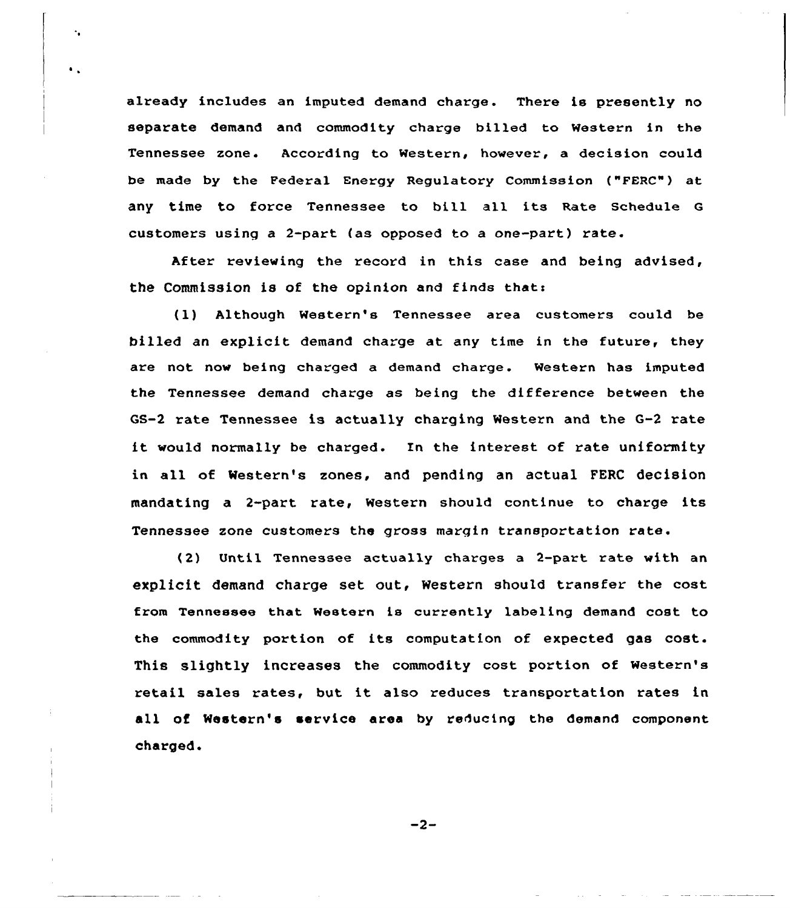already includes an imputed demand charge. There is presently no separate demand and commodity charge billed to Western in the Tennessee zone. According to Western, however, a decision could be made by the Federal Energy Regulatory Commission ("FERC") at any time to force Tennessee to bill all its Rate Schedule G customers using a 2-part (as opposed to a one-part) rate.

After reviewing the record in this case and being advised, the Commission is of the opinion and finds that:

(1) Although Western's Tennessee area customers could be billed an explicit demand charge at any time in the future, they are not now being charged a demand charge. Western has imputed the Tennessee demand charge as being the difference between the GS-2 rate Tennessee is actually charging Western and the G-2 rate it would normally be charged. In the interest of rate uniformity in all of Western's zones, and pending an actual FERC decision mandating a 2-part rate, Western should continue to charge its Tennessee zone customers the gross margin transportation rate.

(2) Until Tennessee actually charges a 2-part rate with an explicit demand charge set out, Western should transfer the cost from Tennessee that Western is currently labeling demand cost to the commodity portion of its computation of expected gas cost. This slightly increases the commodity cost portion of Western's retail sales rates, but it also reduces transportation rates in all of Western's service area by reducing the demand component charged.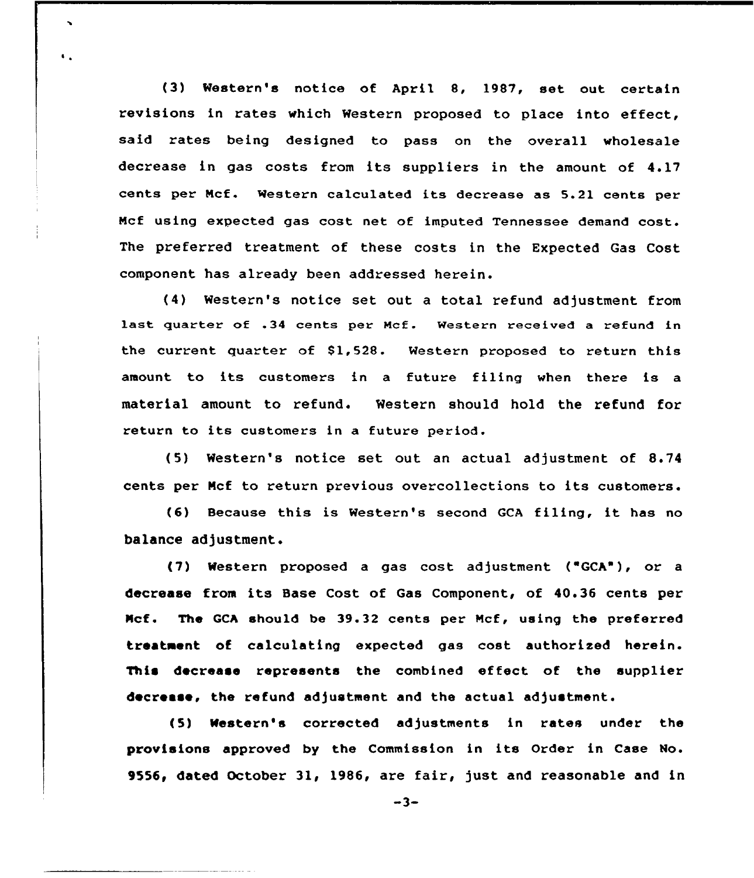(3) Western's notice of April 8, 1987, set out certain revisions in rates which Western proposed to place into effect, said rates being designed to pass on the overall wholesale decrease in gas costs from its suppliers in the amount of 4.17 cents per Mcf. Western calculated its decrease as 5.21 cents per Mcf using expected gas cost net of imputed Tennessee demand cost. The preferred treatment of these costs in the Expected Gas Cost component has already been addressed herein.

(4) Western's notice set out a total refund adjustment from last quarter of .34 cents per Mcf. Western received a refund in the current quarter of $1,528. Western proposed to return this amount to its customers in a future filing when there is a material amount to refund. Western should hold the refund for return to its customers in a future period.

(5) Western's notice set out an actual adjustment of 8.74 cents per Mcf to return previous overcollections to its customers.

(6) Because this is Western's second GCA filing, it has no balance adjustment.

(7) Western proposed a gas cost adjustment ("GCA"), or a decrease from its Base Cost of Gas Component, of 40.36 cents per Mcf. The GCA should be 39.32 cents per Mcf, using the preferred treatment of calculating expected gas cost authorized herein. This decrease represents the combined effect of the supplier decrease, the refund adjustment and the actual adjustment.

(5) Western's corrected adjustments in rates under the provisions approved by the Commission in its Order in Case No. 9556, dated October 31, 1986, are fair, just and reasonable and in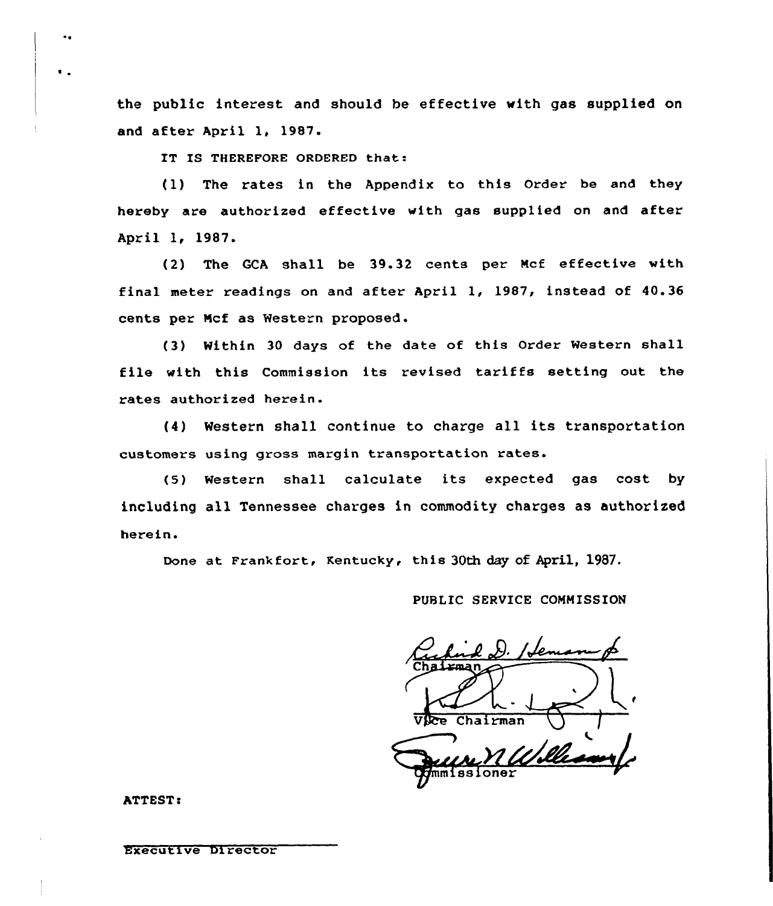the public interest and should be effective with gas supplied on and after April 1, 1987.

IT IS THEREFORE ORDERED that:

(1) The rates in the Appendix to this Order be and they hereby are authorized effective with gas supplied on and after April 1, 1987.

(2) The GCA shall be 39.32 cents per Mcf effective with final meter readings on and after April 1, 1987, instead of 40.36 cents per Mcf as Western proposed.

(3) Within 30 days of the date of this Order Western shall file with this Commission its revised tariffs setting out the rates authorized herein.

(4) Western shall continue to charge all its transportation customers using gross margin transportation rates.

(5) Western shall calculate its expected gas cost by including all Tennessee charges in commodity charges as authorized herein.

Done at Frankfort, Kentucky, this 30th day of April, 1987.

PUBLIC SERVICE COMMISSION

Chairman

Vice Chairman

Commissioner

ATTEST:

Executive Director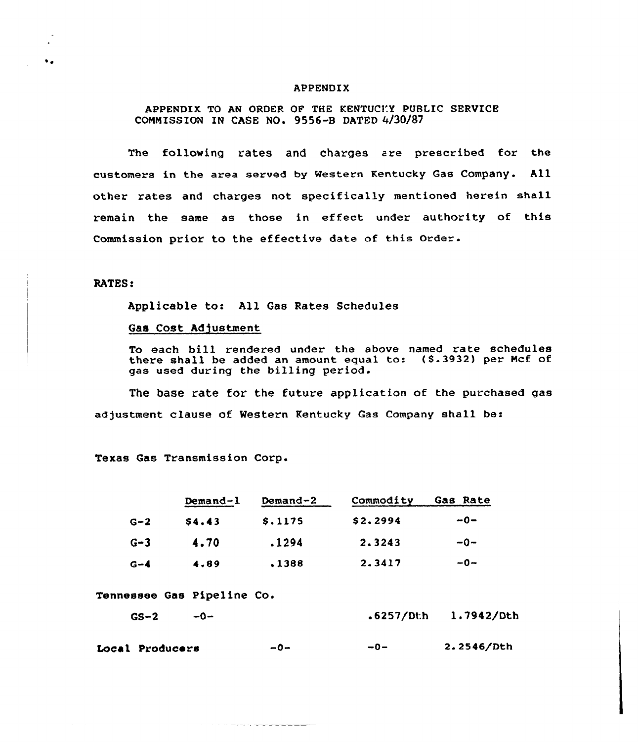# APPENDIX

APPENDIX TO AN ORDER OF THE KENTUCKY PUBLIC SERVICE COMMISSION IN CASE NO. 9556-B DATED 4/30/87

The following rates and charges are prescribed for the customers in the area served by Western Kentucky Gas Company. All other rates and charges not specifically mentioned herein shall remain the same as those in effect under authority of this Commission prior to the effective date of this Order.

RATES:

Applicable to: All Gas Rates Schedules

Gas Cost Adjustment

To each bill rendered under the above named rate schedules there shall be added an amount equal to: ($.3932) per Mcf of gas used during the billing period.

The base rate for the future application of the purchased gas adjustment clause of Western Kentucky Gas Company shall be:

Texas Gas Transmission Corp.

| | Demand-1 | Demand-2 | Commodity | Gas Rate |
|---|---|---|---|---|
| G-2 | $4.43 | $.1175 | $2.2994 | -0- |
| G-3 | 4.70 | .1294 | 2.3243 | -0- |
| G-4 | 4.89 | .1388 | 2.3417 | -0- |
| **Tennessee Gas Pipeline Co.** | | | | |
| GS-2 | -0- | | .6257/Dth | 1.7942/Dth |
| **Local Producers** | | -0- | -0- | 2.2546/Dth |